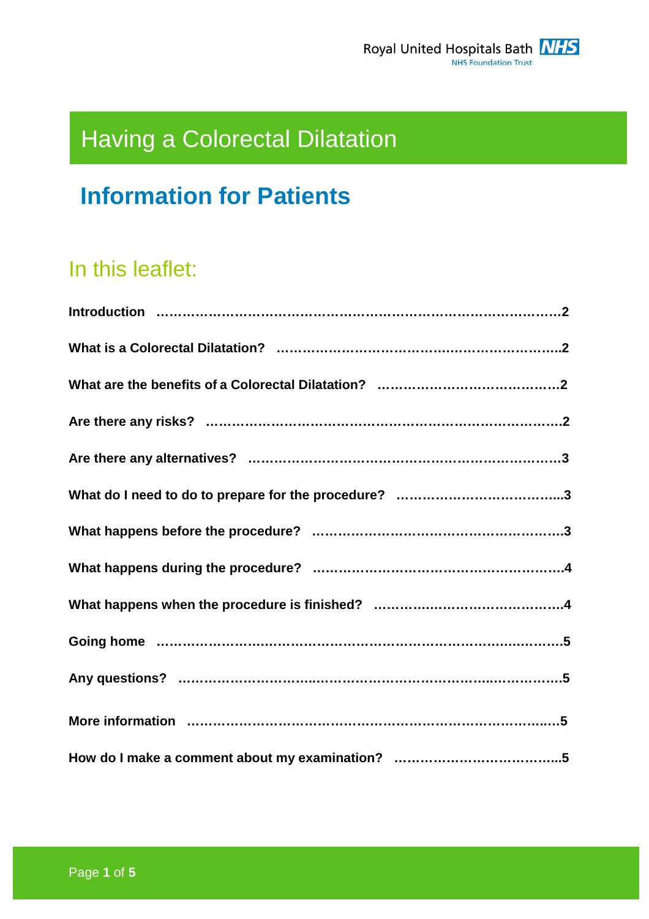Royal United Hospitals Bath NHS Foundation Trust

# Having a Colorectal Dilatation

## Information for Patients

### In this leaflet:

| | |
|---|---|
| **Introduction** | **2** |
| **What is a Colorectal Dilatation?** | **2** |
| **What are the benefits of a Colorectal Dilatation?** | **2** |
| **Are there any risks?** | **2** |
| **Are there any alternatives?** | **3** |
| **What do I need to do to prepare for the procedure?** | **3** |
| **What happens before the procedure?** | **3** |
| **What happens during the procedure?** | **4** |
| **What happens when the procedure is finished?** | **4** |
| **Going home** | **5** |
| **Any questions?** | **5** |
| **More information** | **5** |
| **How do I make a comment about my examination?** | **5** |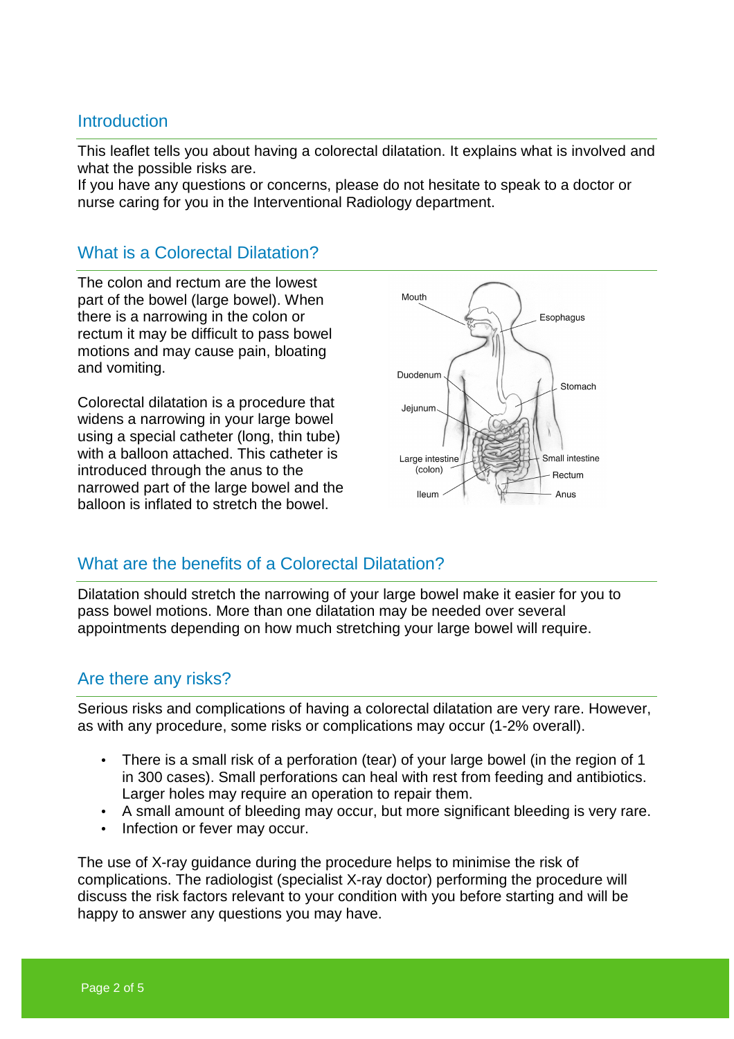## Introduction

This leaflet tells you about having a colorectal dilatation. It explains what is involved and what the possible risks are.
If you have any questions or concerns, please do not hesitate to speak to a doctor or nurse caring for you in the Interventional Radiology department.

## What is a Colorectal Dilatation?

The colon and rectum are the lowest part of the bowel (large bowel). When there is a narrowing in the colon or rectum it may be difficult to pass bowel motions and may cause pain, bloating and vomiting.

Colorectal dilatation is a procedure that widens a narrowing in your large bowel using a special catheter (long, thin tube) with a balloon attached. This catheter is introduced through the anus to the narrowed part of the large bowel and the balloon is inflated to stretch the bowel.

## What are the benefits of a Colorectal Dilatation?

Dilatation should stretch the narrowing of your large bowel make it easier for you to pass bowel motions. More than one dilatation may be needed over several appointments depending on how much stretching your large bowel will require.

## Are there any risks?

Serious risks and complications of having a colorectal dilatation are very rare. However, as with any procedure, some risks or complications may occur (1-2% overall).

- There is a small risk of a perforation (tear) of your large bowel (in the region of 1 in 300 cases). Small perforations can heal with rest from feeding and antibiotics. Larger holes may require an operation to repair them.
- A small amount of bleeding may occur, but more significant bleeding is very rare.
- Infection or fever may occur.

The use of X-ray guidance during the procedure helps to minimise the risk of complications. The radiologist (specialist X-ray doctor) performing the procedure will discuss the risk factors relevant to your condition with you before starting and will be happy to answer any questions you may have.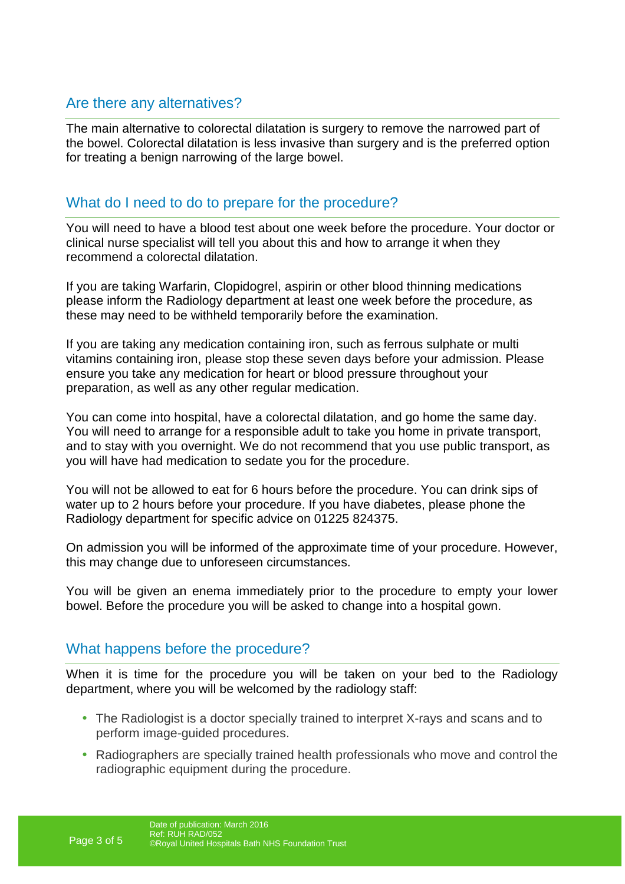## Are there any alternatives?

The main alternative to colorectal dilatation is surgery to remove the narrowed part of the bowel. Colorectal dilatation is less invasive than surgery and is the preferred option for treating a benign narrowing of the large bowel.

## What do I need to do to prepare for the procedure?

You will need to have a blood test about one week before the procedure. Your doctor or clinical nurse specialist will tell you about this and how to arrange it when they recommend a colorectal dilatation.

If you are taking Warfarin, Clopidogrel, aspirin or other blood thinning medications please inform the Radiology department at least one week before the procedure, as these may need to be withheld temporarily before the examination.

If you are taking any medication containing iron, such as ferrous sulphate or multi vitamins containing iron, please stop these seven days before your admission. Please ensure you take any medication for heart or blood pressure throughout your preparation, as well as any other regular medication.

You can come into hospital, have a colorectal dilatation, and go home the same day. You will need to arrange for a responsible adult to take you home in private transport, and to stay with you overnight. We do not recommend that you use public transport, as you will have had medication to sedate you for the procedure.

You will not be allowed to eat for 6 hours before the procedure. You can drink sips of water up to 2 hours before your procedure. If you have diabetes, please phone the Radiology department for specific advice on 01225 824375.

On admission you will be informed of the approximate time of your procedure. However, this may change due to unforeseen circumstances.

You will be given an enema immediately prior to the procedure to empty your lower bowel. Before the procedure you will be asked to change into a hospital gown.

## What happens before the procedure?

When it is time for the procedure you will be taken on your bed to the Radiology department, where you will be welcomed by the radiology staff:

- The Radiologist is a doctor specially trained to interpret X-rays and scans and to perform image-guided procedures.
- Radiographers are specially trained health professionals who move and control the radiographic equipment during the procedure.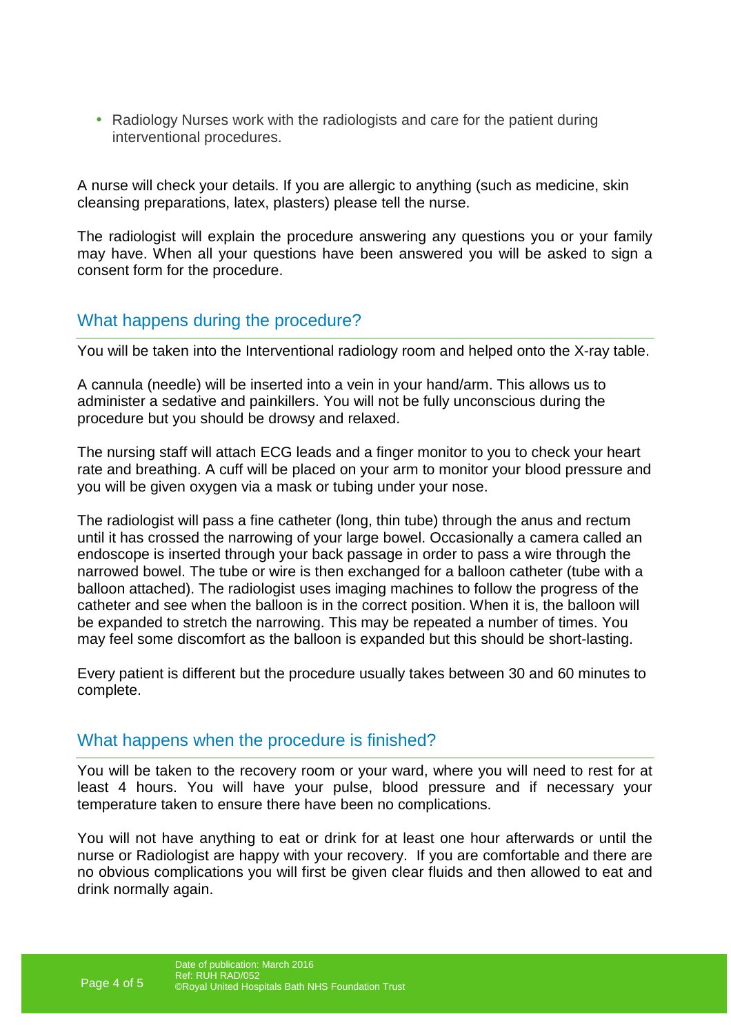- Radiology Nurses work with the radiologists and care for the patient during interventional procedures.

A nurse will check your details. If you are allergic to anything (such as medicine, skin cleansing preparations, latex, plasters) please tell the nurse.

The radiologist will explain the procedure answering any questions you or your family may have. When all your questions have been answered you will be asked to sign a consent form for the procedure.

## What happens during the procedure?

You will be taken into the Interventional radiology room and helped onto the X-ray table.

A cannula (needle) will be inserted into a vein in your hand/arm. This allows us to administer a sedative and painkillers. You will not be fully unconscious during the procedure but you should be drowsy and relaxed.

The nursing staff will attach ECG leads and a finger monitor to you to check your heart rate and breathing. A cuff will be placed on your arm to monitor your blood pressure and you will be given oxygen via a mask or tubing under your nose.

The radiologist will pass a fine catheter (long, thin tube) through the anus and rectum until it has crossed the narrowing of your large bowel. Occasionally a camera called an endoscope is inserted through your back passage in order to pass a wire through the narrowed bowel. The tube or wire is then exchanged for a balloon catheter (tube with a balloon attached). The radiologist uses imaging machines to follow the progress of the catheter and see when the balloon is in the correct position. When it is, the balloon will be expanded to stretch the narrowing. This may be repeated a number of times. You may feel some discomfort as the balloon is expanded but this should be short-lasting.

Every patient is different but the procedure usually takes between 30 and 60 minutes to complete.

## What happens when the procedure is finished?

You will be taken to the recovery room or your ward, where you will need to rest for at least 4 hours. You will have your pulse, blood pressure and if necessary your temperature taken to ensure there have been no complications.

You will not have anything to eat or drink for at least one hour afterwards or until the nurse or Radiologist are happy with your recovery. If you are comfortable and there are no obvious complications you will first be given clear fluids and then allowed to eat and drink normally again.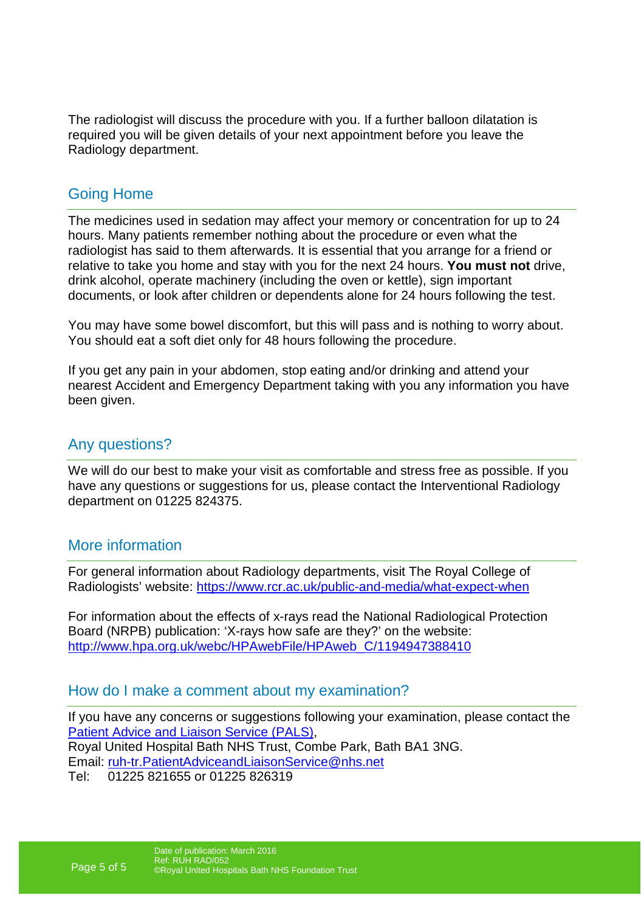The radiologist will discuss the procedure with you. If a further balloon dilatation is required you will be given details of your next appointment before you leave the Radiology department.

## Going Home

The medicines used in sedation may affect your memory or concentration for up to 24 hours. Many patients remember nothing about the procedure or even what the radiologist has said to them afterwards. It is essential that you arrange for a friend or relative to take you home and stay with you for the next 24 hours. **You must not** drive, drink alcohol, operate machinery (including the oven or kettle), sign important documents, or look after children or dependents alone for 24 hours following the test.

You may have some bowel discomfort, but this will pass and is nothing to worry about. You should eat a soft diet only for 48 hours following the procedure.

If you get any pain in your abdomen, stop eating and/or drinking and attend your nearest Accident and Emergency Department taking with you any information you have been given.

## Any questions?

We will do our best to make your visit as comfortable and stress free as possible. If you have any questions or suggestions for us, please contact the Interventional Radiology department on 01225 824375.

## More information

For general information about Radiology departments, visit The Royal College of Radiologists' website: [https://www.rcr.ac.uk/public-and-media/what-expect-when](https://www.rcr.ac.uk/public-and-media/what-expect-when)

For information about the effects of x-rays read the National Radiological Protection Board (NRPB) publication: 'X-rays how safe are they?' on the website: [http://www.hpa.org.uk/webc/HPAwebFile/HPAweb_C/1194947388410](http://www.hpa.org.uk/webc/HPAwebFile/HPAweb_C/1194947388410)

## How do I make a comment about my examination?

If you have any concerns or suggestions following your examination, please contact the Patient Advice and Liaison Service (PALS),
Royal United Hospital Bath NHS Trust, Combe Park, Bath BA1 3NG.
Email: ruh-tr.PatientAdviceandLiaisonService@nhs.net
Tel: 01225 821655 or 01225 826319

Date of publication: March 2016
Ref: RUH RAD/052
©Royal United Hospitals Bath NHS Foundation Trust